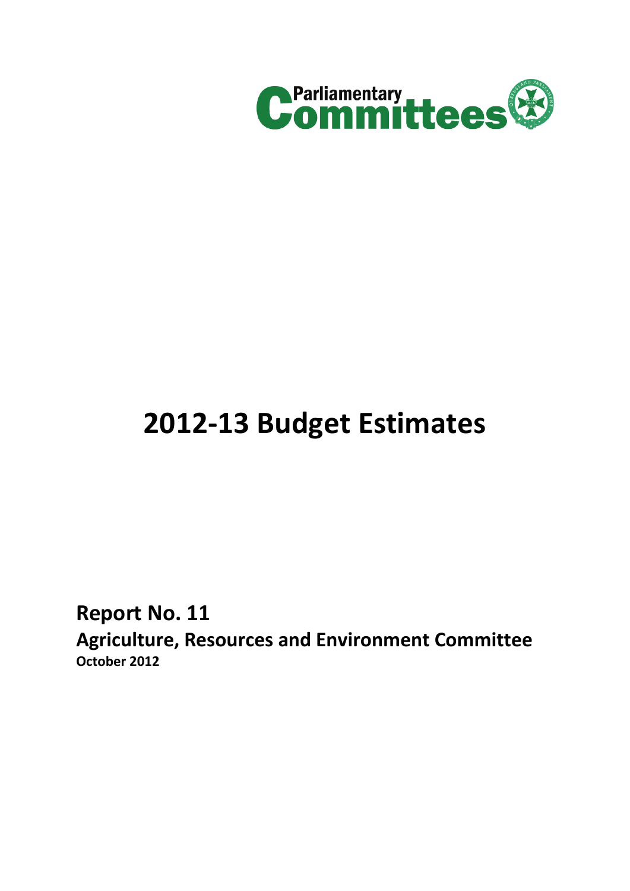Parliamentary Committees

# 2012-13 Budget Estimates

## Report No. 11

### Agriculture, Resources and Environment Committee

**October 2012**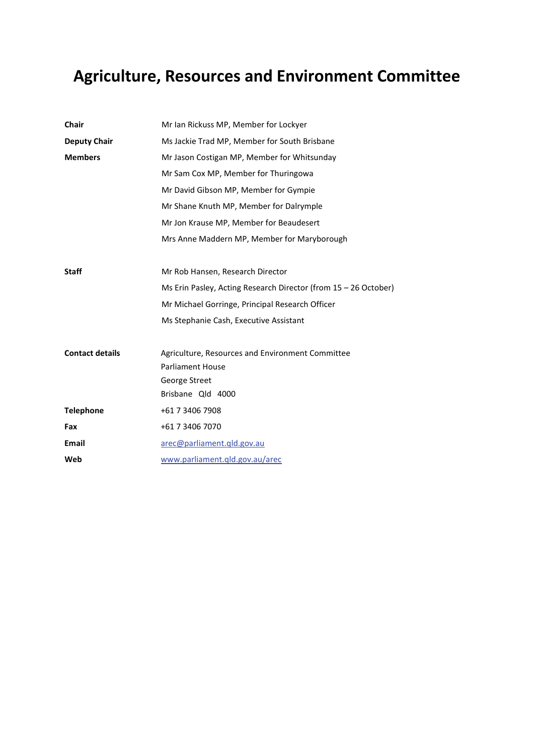# Agriculture, Resources and Environment Committee

| | |
|---|---|
| **Chair** | Mr Ian Rickuss MP, Member for Lockyer |
| **Deputy Chair** | Ms Jackie Trad MP, Member for South Brisbane |
| **Members** | Mr Jason Costigan MP, Member for Whitsunday |
| | Mr Sam Cox MP, Member for Thuringowa |
| | Mr David Gibson MP, Member for Gympie |
| | Mr Shane Knuth MP, Member for Dalrymple |
| | Mr Jon Krause MP, Member for Beaudesert |
| | Mrs Anne Maddern MP, Member for Maryborough |
| **Staff** | Mr Rob Hansen, Research Director |
| | Ms Erin Pasley, Acting Research Director (from 15 – 26 October) |
| | Mr Michael Gorringe, Principal Research Officer |
| | Ms Stephanie Cash, Executive Assistant |
| **Contact details** | Agriculture, Resources and Environment Committee<br>Parliament House<br>George Street<br>Brisbane Qld 4000 |
| **Telephone** | +61 7 3406 7908 |
| **Fax** | +61 7 3406 7070 |
| **Email** | arec@parliament.qld.gov.au |
| **Web** | www.parliament.qld.gov.au/arec |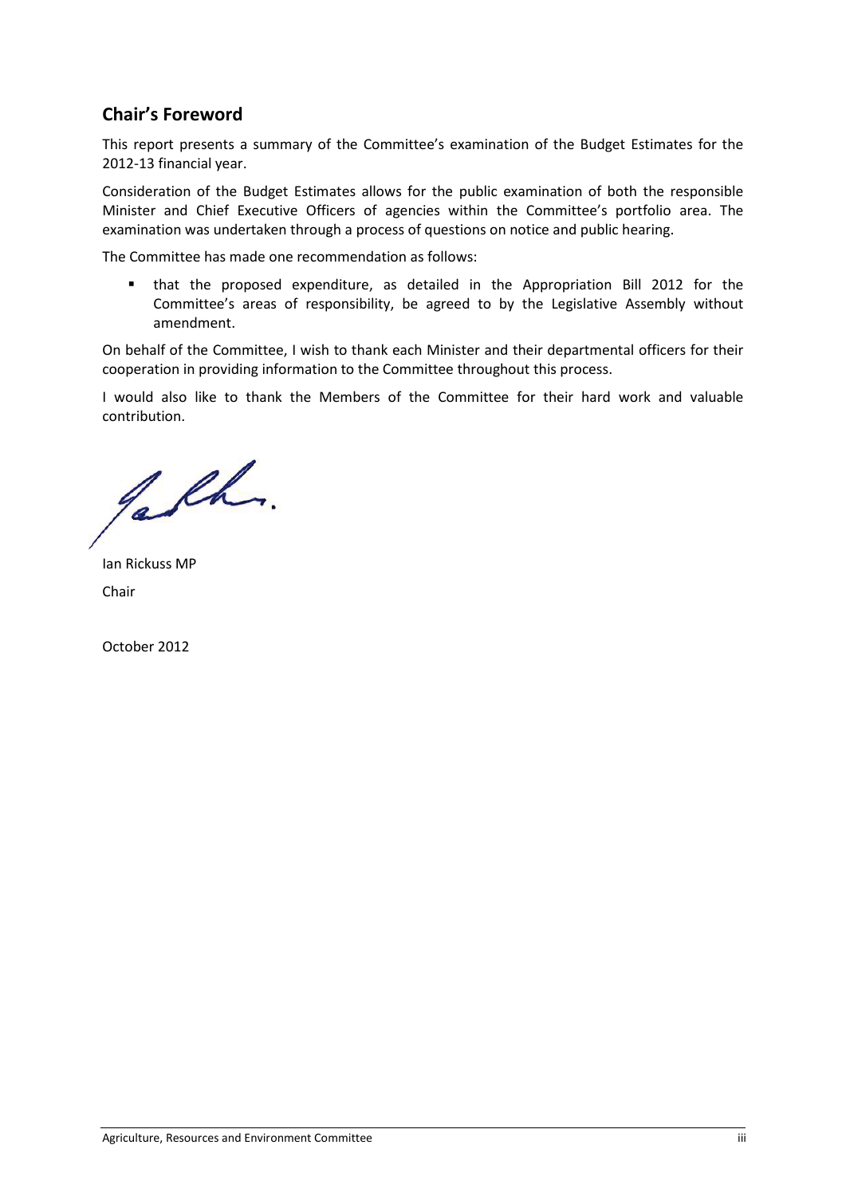## Chair's Foreword

This report presents a summary of the Committee's examination of the Budget Estimates for the 2012-13 financial year.

Consideration of the Budget Estimates allows for the public examination of both the responsible Minister and Chief Executive Officers of agencies within the Committee's portfolio area. The examination was undertaken through a process of questions on notice and public hearing.

The Committee has made one recommendation as follows:

- that the proposed expenditure, as detailed in the Appropriation Bill 2012 for the Committee's areas of responsibility, be agreed to by the Legislative Assembly without amendment.

On behalf of the Committee, I wish to thank each Minister and their departmental officers for their cooperation in providing information to the Committee throughout this process.

I would also like to thank the Members of the Committee for their hard work and valuable contribution.

Ian Rickuss MP

Chair

October 2012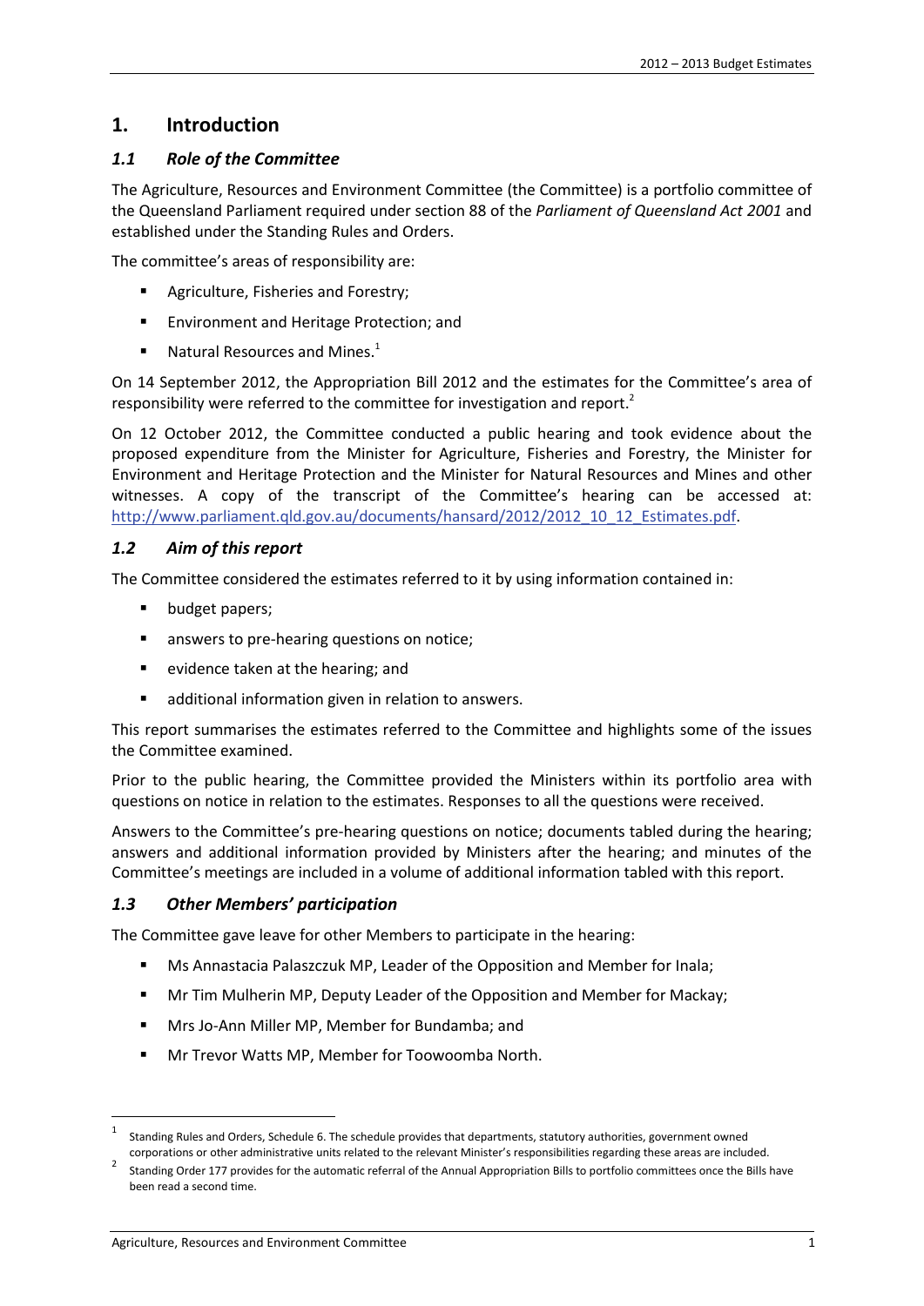# 1. Introduction

## *1.1 Role of the Committee*

The Agriculture, Resources and Environment Committee (the Committee) is a portfolio committee of the Queensland Parliament required under section 88 of the *Parliament of Queensland Act 2001* and established under the Standing Rules and Orders.

The committee's areas of responsibility are:

- Agriculture, Fisheries and Forestry;
- Environment and Heritage Protection; and
- Natural Resources and Mines.[1]

On 14 September 2012, the Appropriation Bill 2012 and the estimates for the Committee's area of responsibility were referred to the committee for investigation and report.[2]

On 12 October 2012, the Committee conducted a public hearing and took evidence about the proposed expenditure from the Minister for Agriculture, Fisheries and Forestry, the Minister for Environment and Heritage Protection and the Minister for Natural Resources and Mines and other witnesses. A copy of the transcript of the Committee's hearing can be accessed at: http://www.parliament.qld.gov.au/documents/hansard/2012/2012_10_12_Estimates.pdf.

## *1.2 Aim of this report*

The Committee considered the estimates referred to it by using information contained in:

- budget papers;
- answers to pre-hearing questions on notice;
- evidence taken at the hearing; and
- additional information given in relation to answers.

This report summarises the estimates referred to the Committee and highlights some of the issues the Committee examined.

Prior to the public hearing, the Committee provided the Ministers within its portfolio area with questions on notice in relation to the estimates. Responses to all the questions were received.

Answers to the Committee's pre-hearing questions on notice; documents tabled during the hearing; answers and additional information provided by Ministers after the hearing; and minutes of the Committee's meetings are included in a volume of additional information tabled with this report.

## *1.3 Other Members' participation*

The Committee gave leave for other Members to participate in the hearing:

- Ms Annastacia Palaszczuk MP, Leader of the Opposition and Member for Inala;
- Mr Tim Mulherin MP, Deputy Leader of the Opposition and Member for Mackay;
- Mrs Jo-Ann Miller MP, Member for Bundamba; and
- Mr Trevor Watts MP, Member for Toowoomba North.

---

[1] Standing Rules and Orders, Schedule 6. The schedule provides that departments, statutory authorities, government owned corporations or other administrative units related to the relevant Minister's responsibilities regarding these areas are included.

[2] Standing Order 177 provides for the automatic referral of the Annual Appropriation Bills to portfolio committees once the Bills have been read a second time.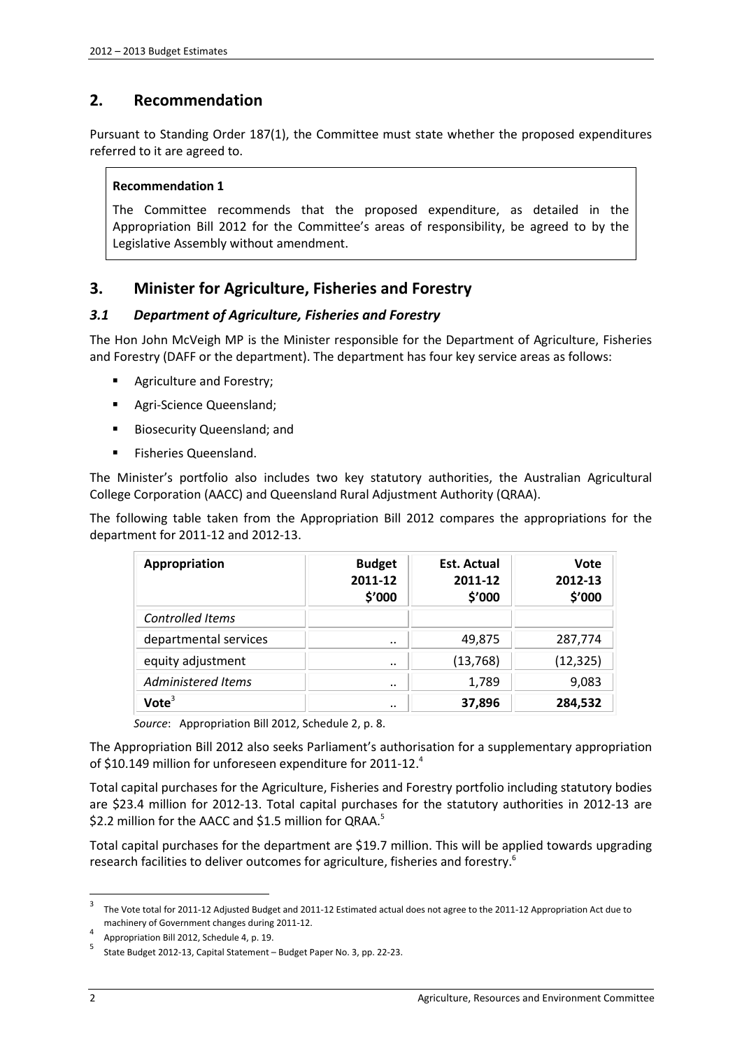## 2. Recommendation

Pursuant to Standing Order 187(1), the Committee must state whether the proposed expenditures referred to it are agreed to.

> **Recommendation 1**
>
> The Committee recommends that the proposed expenditure, as detailed in the Appropriation Bill 2012 for the Committee's areas of responsibility, be agreed to by the Legislative Assembly without amendment.

## 3. Minister for Agriculture, Fisheries and Forestry

### *3.1 Department of Agriculture, Fisheries and Forestry*

The Hon John McVeigh MP is the Minister responsible for the Department of Agriculture, Fisheries and Forestry (DAFF or the department). The department has four key service areas as follows:

- Agriculture and Forestry;
- Agri-Science Queensland;
- Biosecurity Queensland; and
- Fisheries Queensland.

The Minister's portfolio also includes two key statutory authorities, the Australian Agricultural College Corporation (AACC) and Queensland Rural Adjustment Authority (QRAA).

The following table taken from the Appropriation Bill 2012 compares the appropriations for the department for 2011-12 and 2012-13.

| Appropriation | Budget 2011-12 $'000 | Est. Actual 2011-12 $'000 | Vote 2012-13 $'000 |
|---|---|---|---|
| *Controlled Items* | | | |
| departmental services | .. | 49,875 | 287,774 |
| equity adjustment | .. | (13,768) | (12,325) |
| *Administered Items* | .. | 1,789 | 9,083 |
| **Vote**[3] | .. | **37,896** | **284,532** |

*Source*: Appropriation Bill 2012, Schedule 2, p. 8.

The Appropriation Bill 2012 also seeks Parliament's authorisation for a supplementary appropriation of $10.149 million for unforeseen expenditure for 2011-12.[4]

Total capital purchases for the Agriculture, Fisheries and Forestry portfolio including statutory bodies are $23.4 million for 2012-13. Total capital purchases for the statutory authorities in 2012-13 are $2.2 million for the AACC and $1.5 million for QRAA.[5]

Total capital purchases for the department are $19.7 million. This will be applied towards upgrading research facilities to deliver outcomes for agriculture, fisheries and forestry.[6]

---

[3] The Vote total for 2011-12 Adjusted Budget and 2011-12 Estimated actual does not agree to the 2011-12 Appropriation Act due to machinery of Government changes during 2011-12.

[4] Appropriation Bill 2012, Schedule 4, p. 19.

[5] State Budget 2012-13, Capital Statement – Budget Paper No. 3, pp. 22-23.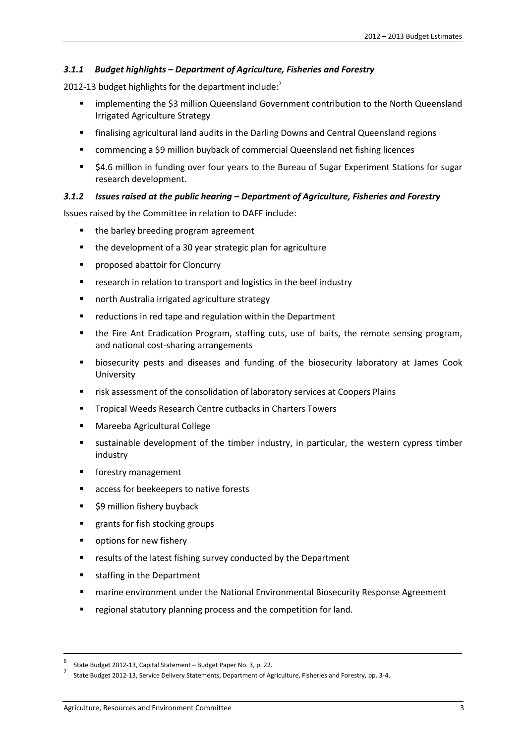### *3.1.1 Budget highlights – Department of Agriculture, Fisheries and Forestry*

2012-13 budget highlights for the department include:[7]

- implementing the $3 million Queensland Government contribution to the North Queensland Irrigated Agriculture Strategy
- finalising agricultural land audits in the Darling Downs and Central Queensland regions
- commencing a $9 million buyback of commercial Queensland net fishing licences
- $4.6 million in funding over four years to the Bureau of Sugar Experiment Stations for sugar research development.

### *3.1.2 Issues raised at the public hearing – Department of Agriculture, Fisheries and Forestry*

Issues raised by the Committee in relation to DAFF include:

- the barley breeding program agreement
- the development of a 30 year strategic plan for agriculture
- proposed abattoir for Cloncurry
- research in relation to transport and logistics in the beef industry
- north Australia irrigated agriculture strategy
- reductions in red tape and regulation within the Department
- the Fire Ant Eradication Program, staffing cuts, use of baits, the remote sensing program, and national cost-sharing arrangements
- biosecurity pests and diseases and funding of the biosecurity laboratory at James Cook University
- risk assessment of the consolidation of laboratory services at Coopers Plains
- Tropical Weeds Research Centre cutbacks in Charters Towers
- Mareeba Agricultural College
- sustainable development of the timber industry, in particular, the western cypress timber industry
- forestry management
- access for beekeepers to native forests
- $9 million fishery buyback
- grants for fish stocking groups
- options for new fishery
- results of the latest fishing survey conducted by the Department
- staffing in the Department
- marine environment under the National Environmental Biosecurity Response Agreement
- regional statutory planning process and the competition for land.

---

[6] State Budget 2012-13, Capital Statement – Budget Paper No. 3, p. 22.

[7] State Budget 2012-13, Service Delivery Statements, Department of Agriculture, Fisheries and Forestry, pp. 3-4.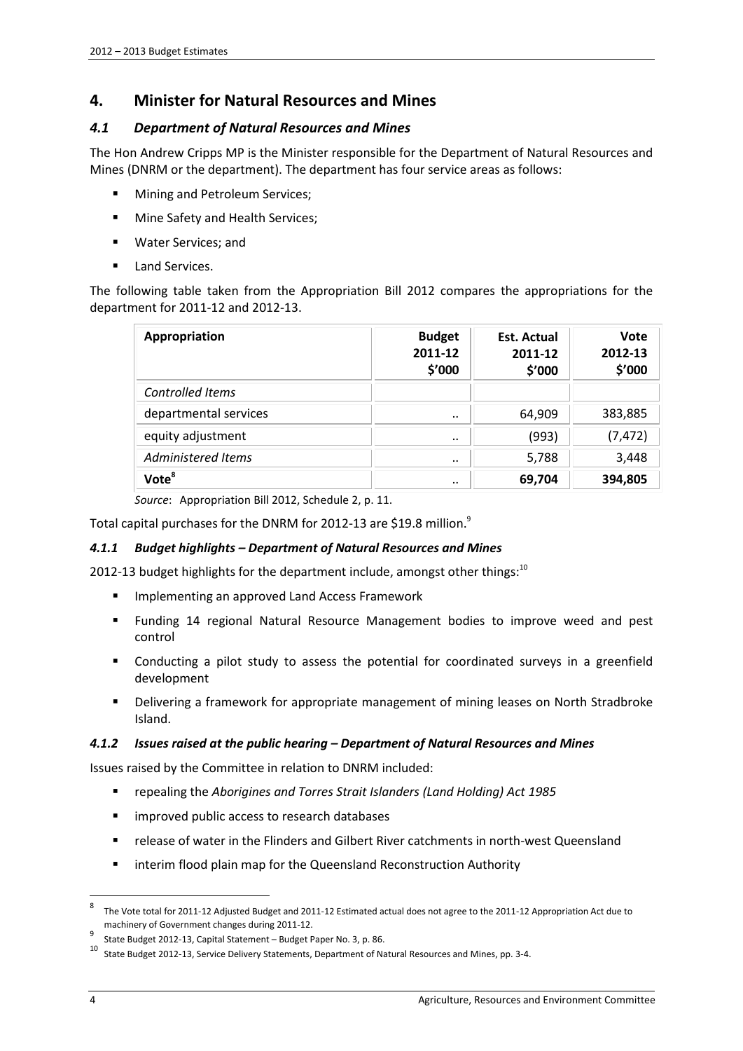## 4. Minister for Natural Resources and Mines

### *4.1 Department of Natural Resources and Mines*

The Hon Andrew Cripps MP is the Minister responsible for the Department of Natural Resources and Mines (DNRM or the department). The department has four service areas as follows:

- Mining and Petroleum Services;
- Mine Safety and Health Services;
- Water Services; and
- Land Services.

The following table taken from the Appropriation Bill 2012 compares the appropriations for the department for 2011-12 and 2012-13.

| Appropriation | Budget 2011-12 $'000 | Est. Actual 2011-12 $'000 | Vote 2012-13 $'000 |
|---|---|---|---|
| *Controlled Items* | | | |
| departmental services | .. | 64,909 | 383,885 |
| equity adjustment | .. | (993) | (7,472) |
| *Administered Items* | .. | 5,788 | 3,448 |
| **Vote[8]** | .. | **69,704** | **394,805** |

*Source*: Appropriation Bill 2012, Schedule 2, p. 11.

Total capital purchases for the DNRM for 2012-13 are $19.8 million.[9]

#### *4.1.1 Budget highlights – Department of Natural Resources and Mines*

2012-13 budget highlights for the department include, amongst other things:[10]

- Implementing an approved Land Access Framework
- Funding 14 regional Natural Resource Management bodies to improve weed and pest control
- Conducting a pilot study to assess the potential for coordinated surveys in a greenfield development
- Delivering a framework for appropriate management of mining leases on North Stradbroke Island.

#### *4.1.2 Issues raised at the public hearing – Department of Natural Resources and Mines*

Issues raised by the Committee in relation to DNRM included:

- repealing the *Aborigines and Torres Strait Islanders (Land Holding) Act 1985*
- improved public access to research databases
- release of water in the Flinders and Gilbert River catchments in north-west Queensland
- interim flood plain map for the Queensland Reconstruction Authority

---

[8] The Vote total for 2011-12 Adjusted Budget and 2011-12 Estimated actual does not agree to the 2011-12 Appropriation Act due to machinery of Government changes during 2011-12.

[9] State Budget 2012-13, Capital Statement – Budget Paper No. 3, p. 86.

[10] State Budget 2012-13, Service Delivery Statements, Department of Natural Resources and Mines, pp. 3-4.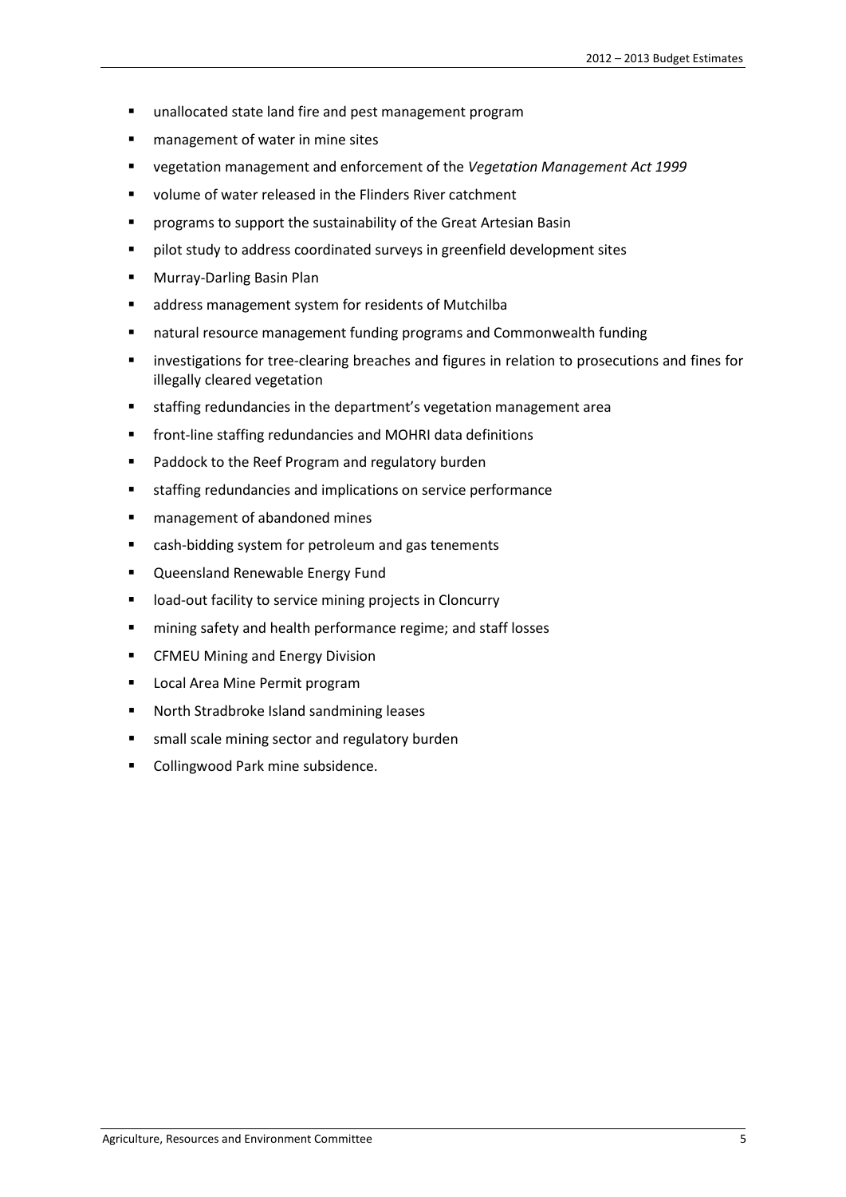- unallocated state land fire and pest management program
- management of water in mine sites
- vegetation management and enforcement of the *Vegetation Management Act 1999*
- volume of water released in the Flinders River catchment
- programs to support the sustainability of the Great Artesian Basin
- pilot study to address coordinated surveys in greenfield development sites
- Murray-Darling Basin Plan
- address management system for residents of Mutchilba
- natural resource management funding programs and Commonwealth funding
- investigations for tree-clearing breaches and figures in relation to prosecutions and fines for illegally cleared vegetation
- staffing redundancies in the department's vegetation management area
- front-line staffing redundancies and MOHRI data definitions
- Paddock to the Reef Program and regulatory burden
- staffing redundancies and implications on service performance
- management of abandoned mines
- cash-bidding system for petroleum and gas tenements
- Queensland Renewable Energy Fund
- load-out facility to service mining projects in Cloncurry
- mining safety and health performance regime; and staff losses
- CFMEU Mining and Energy Division
- Local Area Mine Permit program
- North Stradbroke Island sandmining leases
- small scale mining sector and regulatory burden
- Collingwood Park mine subsidence.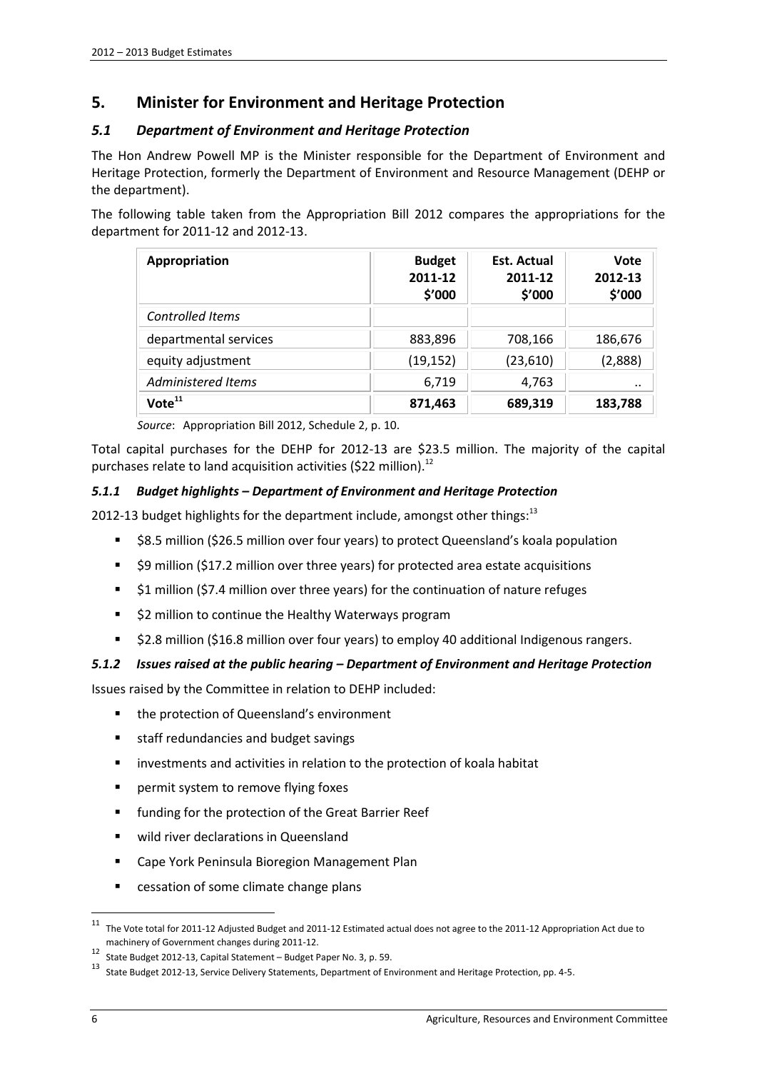## 5. Minister for Environment and Heritage Protection

### *5.1 Department of Environment and Heritage Protection*

The Hon Andrew Powell MP is the Minister responsible for the Department of Environment and Heritage Protection, formerly the Department of Environment and Resource Management (DEHP or the department).

The following table taken from the Appropriation Bill 2012 compares the appropriations for the department for 2011-12 and 2012-13.

| Appropriation | Budget 2011-12 $'000 | Est. Actual 2011-12 $'000 | Vote 2012-13 $'000 |
|---|---|---|---|
| *Controlled Items* | | | |
| departmental services | 883,896 | 708,166 | 186,676 |
| equity adjustment | (19,152) | (23,610) | (2,888) |
| *Administered Items* | 6,719 | 4,763 | .. |
| **Vote**[11] | **871,463** | **689,319** | **183,788** |

*Source*: Appropriation Bill 2012, Schedule 2, p. 10.

Total capital purchases for the DEHP for 2012-13 are $23.5 million. The majority of the capital purchases relate to land acquisition activities ($22 million).[12]

#### *5.1.1 Budget highlights – Department of Environment and Heritage Protection*

2012-13 budget highlights for the department include, amongst other things:[13]

- $8.5 million ($26.5 million over four years) to protect Queensland's koala population
- $9 million ($17.2 million over three years) for protected area estate acquisitions
- $1 million ($7.4 million over three years) for the continuation of nature refuges
- $2 million to continue the Healthy Waterways program
- $2.8 million ($16.8 million over four years) to employ 40 additional Indigenous rangers.

#### *5.1.2 Issues raised at the public hearing – Department of Environment and Heritage Protection*

Issues raised by the Committee in relation to DEHP included:

- the protection of Queensland's environment
- staff redundancies and budget savings
- investments and activities in relation to the protection of koala habitat
- permit system to remove flying foxes
- funding for the protection of the Great Barrier Reef
- wild river declarations in Queensland
- Cape York Peninsula Bioregion Management Plan
- cessation of some climate change plans

---

[11] The Vote total for 2011-12 Adjusted Budget and 2011-12 Estimated actual does not agree to the 2011-12 Appropriation Act due to machinery of Government changes during 2011-12.

[12] State Budget 2012-13, Capital Statement – Budget Paper No. 3, p. 59.

[13] State Budget 2012-13, Service Delivery Statements, Department of Environment and Heritage Protection, pp. 4-5.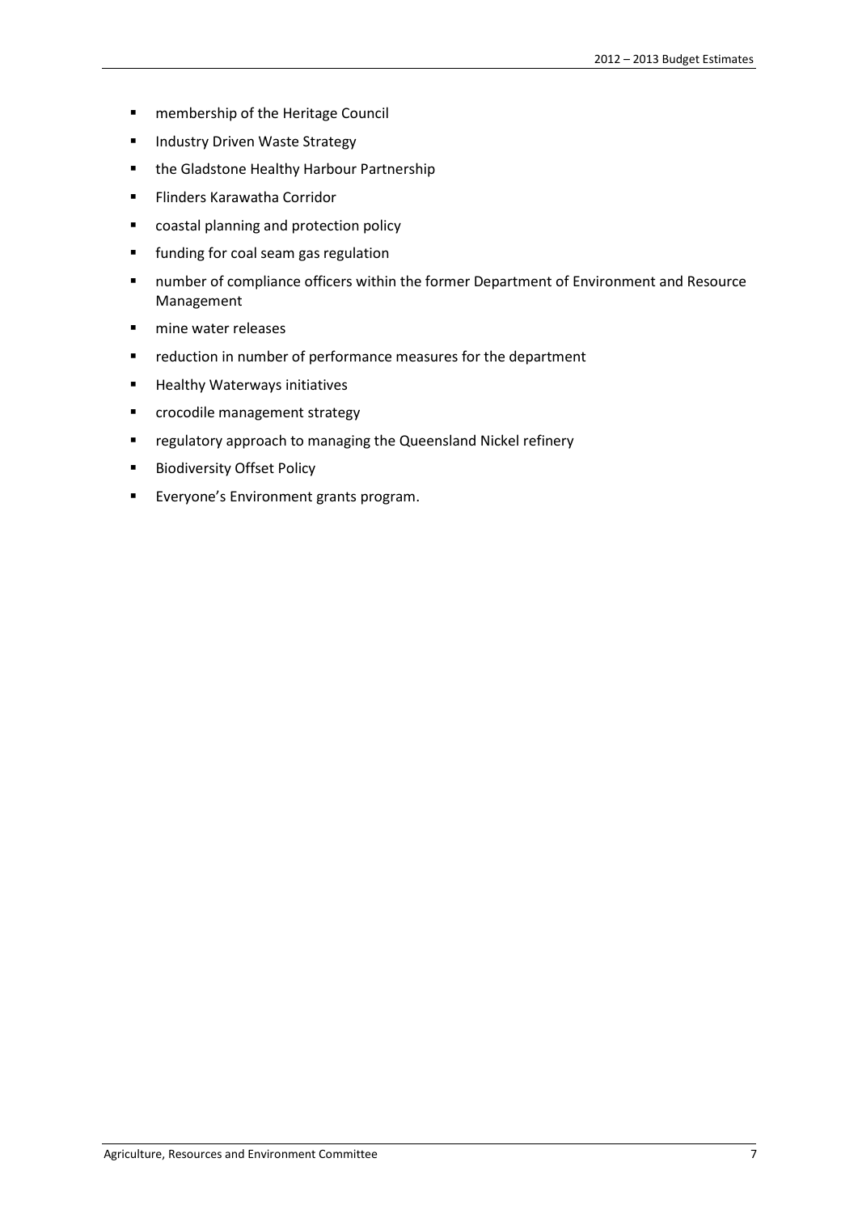- membership of the Heritage Council
- Industry Driven Waste Strategy
- the Gladstone Healthy Harbour Partnership
- Flinders Karawatha Corridor
- coastal planning and protection policy
- funding for coal seam gas regulation
- number of compliance officers within the former Department of Environment and Resource Management
- mine water releases
- reduction in number of performance measures for the department
- Healthy Waterways initiatives
- crocodile management strategy
- regulatory approach to managing the Queensland Nickel refinery
- Biodiversity Offset Policy
- Everyone's Environment grants program.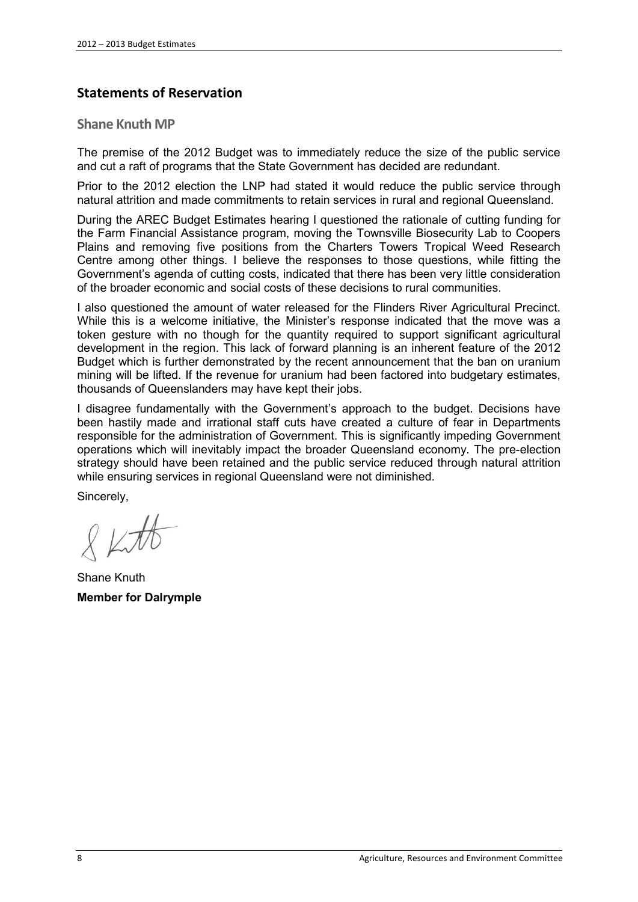## Statements of Reservation

### Shane Knuth MP

The premise of the 2012 Budget was to immediately reduce the size of the public service and cut a raft of programs that the State Government has decided are redundant.

Prior to the 2012 election the LNP had stated it would reduce the public service through natural attrition and made commitments to retain services in rural and regional Queensland.

During the AREC Budget Estimates hearing I questioned the rationale of cutting funding for the Farm Financial Assistance program, moving the Townsville Biosecurity Lab to Coopers Plains and removing five positions from the Charters Towers Tropical Weed Research Centre among other things. I believe the responses to those questions, while fitting the Government's agenda of cutting costs, indicated that there has been very little consideration of the broader economic and social costs of these decisions to rural communities.

I also questioned the amount of water released for the Flinders River Agricultural Precinct. While this is a welcome initiative, the Minister's response indicated that the move was a token gesture with no though for the quantity required to support significant agricultural development in the region. This lack of forward planning is an inherent feature of the 2012 Budget which is further demonstrated by the recent announcement that the ban on uranium mining will be lifted. If the revenue for uranium had been factored into budgetary estimates, thousands of Queenslanders may have kept their jobs.

I disagree fundamentally with the Government's approach to the budget. Decisions have been hastily made and irrational staff cuts have created a culture of fear in Departments responsible for the administration of Government. This is significantly impeding Government operations which will inevitably impact the broader Queensland economy. The pre-election strategy should have been retained and the public service reduced through natural attrition while ensuring services in regional Queensland were not diminished.

Sincerely,

Shane Knuth

**Member for Dalrymple**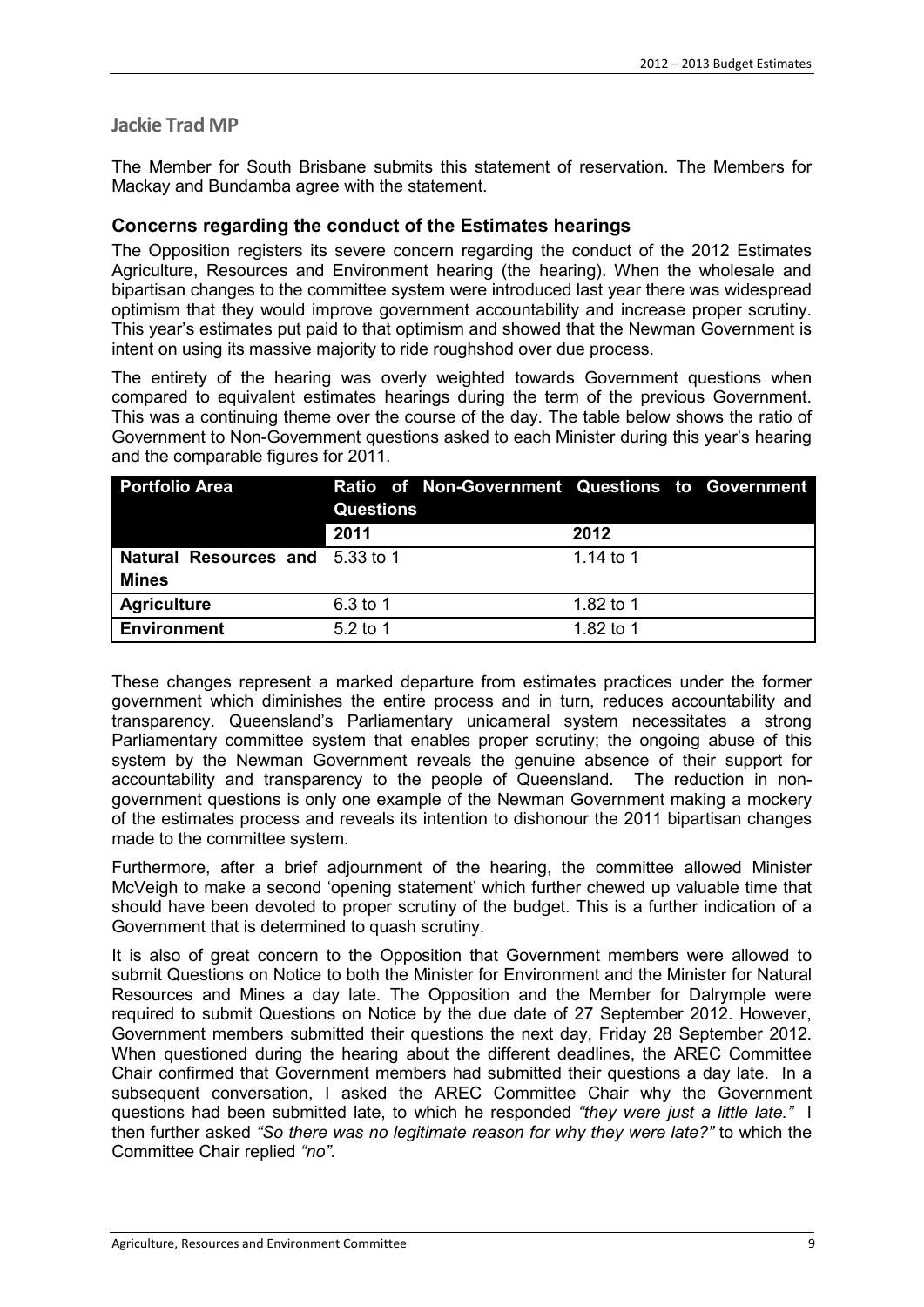## Jackie Trad MP

The Member for South Brisbane submits this statement of reservation. The Members for Mackay and Bundamba agree with the statement.

### Concerns regarding the conduct of the Estimates hearings

The Opposition registers its severe concern regarding the conduct of the 2012 Estimates Agriculture, Resources and Environment hearing (the hearing). When the wholesale and bipartisan changes to the committee system were introduced last year there was widespread optimism that they would improve government accountability and increase proper scrutiny. This year's estimates put paid to that optimism and showed that the Newman Government is intent on using its massive majority to ride roughshod over due process.

The entirety of the hearing was overly weighted towards Government questions when compared to equivalent estimates hearings during the term of the previous Government. This was a continuing theme over the course of the day. The table below shows the ratio of Government to Non-Government questions asked to each Minister during this year's hearing and the comparable figures for 2011.

| Portfolio Area | Ratio of Non-Government Questions to Government Questions | |
|---|---|---|
| | **2011** | **2012** |
| **Natural Resources and Mines** | 5.33 to 1 | 1.14 to 1 |
| **Agriculture** | 6.3 to 1 | 1.82 to 1 |
| **Environment** | 5.2 to 1 | 1.82 to 1 |

These changes represent a marked departure from estimates practices under the former government which diminishes the entire process and in turn, reduces accountability and transparency. Queensland's Parliamentary unicameral system necessitates a strong Parliamentary committee system that enables proper scrutiny; the ongoing abuse of this system by the Newman Government reveals the genuine absence of their support for accountability and transparency to the people of Queensland. The reduction in non-government questions is only one example of the Newman Government making a mockery of the estimates process and reveals its intention to dishonour the 2011 bipartisan changes made to the committee system.

Furthermore, after a brief adjournment of the hearing, the committee allowed Minister McVeigh to make a second 'opening statement' which further chewed up valuable time that should have been devoted to proper scrutiny of the budget. This is a further indication of a Government that is determined to quash scrutiny.

It is also of great concern to the Opposition that Government members were allowed to submit Questions on Notice to both the Minister for Environment and the Minister for Natural Resources and Mines a day late. The Opposition and the Member for Dalrymple were required to submit Questions on Notice by the due date of 27 September 2012. However, Government members submitted their questions the next day, Friday 28 September 2012. When questioned during the hearing about the different deadlines, the AREC Committee Chair confirmed that Government members had submitted their questions a day late. In a subsequent conversation, I asked the AREC Committee Chair why the Government questions had been submitted late, to which he responded *"they were just a little late."* I then further asked *"So there was no legitimate reason for why they were late?"* to which the Committee Chair replied *"no"*.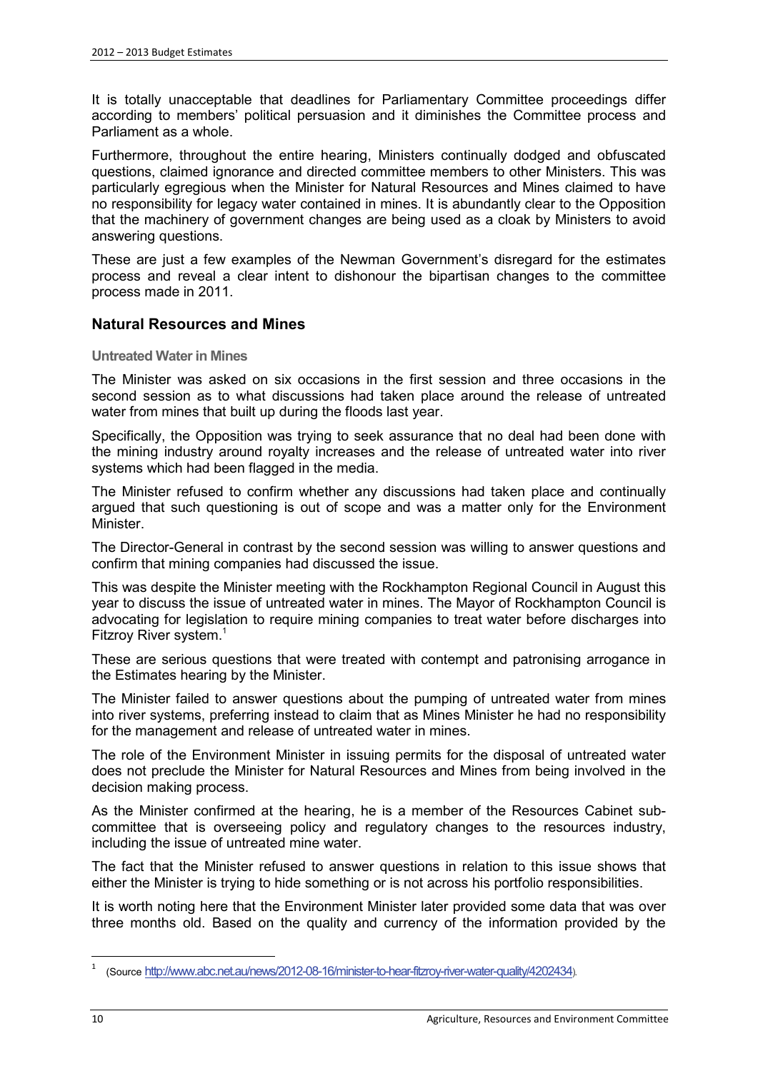It is totally unacceptable that deadlines for Parliamentary Committee proceedings differ according to members' political persuasion and it diminishes the Committee process and Parliament as a whole.

Furthermore, throughout the entire hearing, Ministers continually dodged and obfuscated questions, claimed ignorance and directed committee members to other Ministers. This was particularly egregious when the Minister for Natural Resources and Mines claimed to have no responsibility for legacy water contained in mines. It is abundantly clear to the Opposition that the machinery of government changes are being used as a cloak by Ministers to avoid answering questions.

These are just a few examples of the Newman Government's disregard for the estimates process and reveal a clear intent to dishonour the bipartisan changes to the committee process made in 2011.

## Natural Resources and Mines

### Untreated Water in Mines

The Minister was asked on six occasions in the first session and three occasions in the second session as to what discussions had taken place around the release of untreated water from mines that built up during the floods last year.

Specifically, the Opposition was trying to seek assurance that no deal had been done with the mining industry around royalty increases and the release of untreated water into river systems which had been flagged in the media.

The Minister refused to confirm whether any discussions had taken place and continually argued that such questioning is out of scope and was a matter only for the Environment Minister.

The Director-General in contrast by the second session was willing to answer questions and confirm that mining companies had discussed the issue.

This was despite the Minister meeting with the Rockhampton Regional Council in August this year to discuss the issue of untreated water in mines. The Mayor of Rockhampton Council is advocating for legislation to require mining companies to treat water before discharges into Fitzroy River system.[1]

These are serious questions that were treated with contempt and patronising arrogance in the Estimates hearing by the Minister.

The Minister failed to answer questions about the pumping of untreated water from mines into river systems, preferring instead to claim that as Mines Minister he had no responsibility for the management and release of untreated water in mines.

The role of the Environment Minister in issuing permits for the disposal of untreated water does not preclude the Minister for Natural Resources and Mines from being involved in the decision making process.

As the Minister confirmed at the hearing, he is a member of the Resources Cabinet sub-committee that is overseeing policy and regulatory changes to the resources industry, including the issue of untreated mine water.

The fact that the Minister refused to answer questions in relation to this issue shows that either the Minister is trying to hide something or is not across his portfolio responsibilities.

It is worth noting here that the Environment Minister later provided some data that was over three months old. Based on the quality and currency of the information provided by the

---

[1] (Source http://www.abc.net.au/news/2012-08-16/minister-to-hear-fitzroy-river-water-quality/4202434).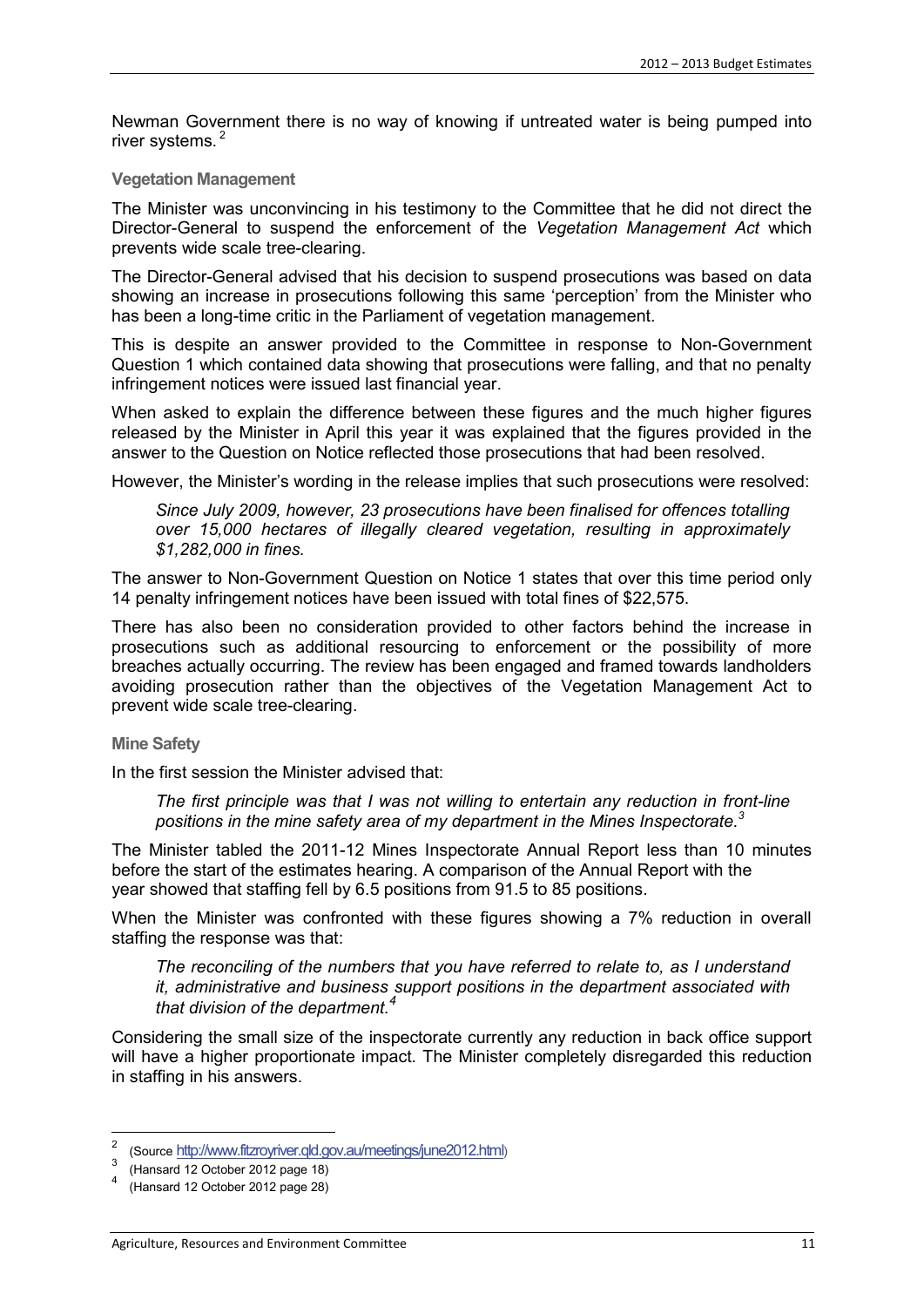Newman Government there is no way of knowing if untreated water is being pumped into river systems.[2]

### Vegetation Management

The Minister was unconvincing in his testimony to the Committee that he did not direct the Director-General to suspend the enforcement of the *Vegetation Management Act* which prevents wide scale tree-clearing.

The Director-General advised that his decision to suspend prosecutions was based on data showing an increase in prosecutions following this same 'perception' from the Minister who has been a long-time critic in the Parliament of vegetation management.

This is despite an answer provided to the Committee in response to Non-Government Question 1 which contained data showing that prosecutions were falling, and that no penalty infringement notices were issued last financial year.

When asked to explain the difference between these figures and the much higher figures released by the Minister in April this year it was explained that the figures provided in the answer to the Question on Notice reflected those prosecutions that had been resolved.

However, the Minister's wording in the release implies that such prosecutions were resolved:

> *Since July 2009, however, 23 prosecutions have been finalised for offences totalling over 15,000 hectares of illegally cleared vegetation, resulting in approximately $1,282,000 in fines.*

The answer to Non-Government Question on Notice 1 states that over this time period only 14 penalty infringement notices have been issued with total fines of $22,575.

There has also been no consideration provided to other factors behind the increase in prosecutions such as additional resourcing to enforcement or the possibility of more breaches actually occurring. The review has been engaged and framed towards landholders avoiding prosecution rather than the objectives of the Vegetation Management Act to prevent wide scale tree-clearing.

### Mine Safety

In the first session the Minister advised that:

> *The first principle was that I was not willing to entertain any reduction in front-line positions in the mine safety area of my department in the Mines Inspectorate.*[3]

The Minister tabled the 2011-12 Mines Inspectorate Annual Report less than 10 minutes before the start of the estimates hearing. A comparison of the Annual Report with the year showed that staffing fell by 6.5 positions from 91.5 to 85 positions.

When the Minister was confronted with these figures showing a 7% reduction in overall staffing the response was that:

> *The reconciling of the numbers that you have referred to relate to, as I understand it, administrative and business support positions in the department associated with that division of the department.*[4]

Considering the small size of the inspectorate currently any reduction in back office support will have a higher proportionate impact. The Minister completely disregarded this reduction in staffing in his answers.

---

[2] (Source http://www.fitzroyriver.qld.gov.au/meetings/june2012.html)

[3] (Hansard 12 October 2012 page 18)

[4] (Hansard 12 October 2012 page 28)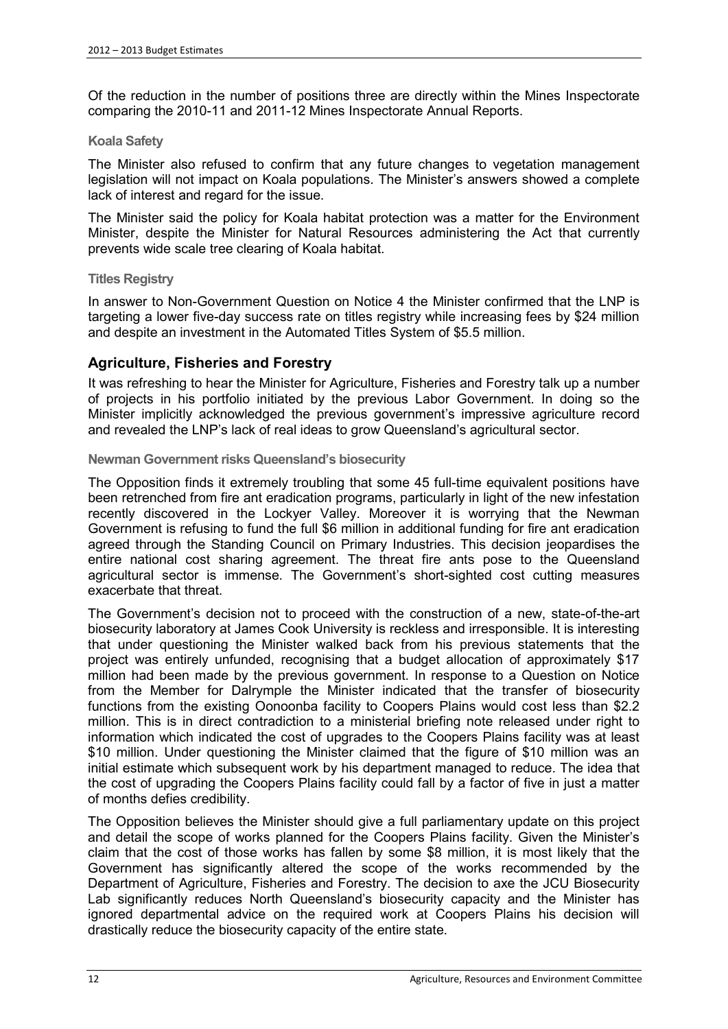Of the reduction in the number of positions three are directly within the Mines Inspectorate comparing the 2010-11 and 2011-12 Mines Inspectorate Annual Reports.

#### Koala Safety

The Minister also refused to confirm that any future changes to vegetation management legislation will not impact on Koala populations. The Minister's answers showed a complete lack of interest and regard for the issue.

The Minister said the policy for Koala habitat protection was a matter for the Environment Minister, despite the Minister for Natural Resources administering the Act that currently prevents wide scale tree clearing of Koala habitat.

#### Titles Registry

In answer to Non-Government Question on Notice 4 the Minister confirmed that the LNP is targeting a lower five-day success rate on titles registry while increasing fees by $24 million and despite an investment in the Automated Titles System of $5.5 million.

### Agriculture, Fisheries and Forestry

It was refreshing to hear the Minister for Agriculture, Fisheries and Forestry talk up a number of projects in his portfolio initiated by the previous Labor Government. In doing so the Minister implicitly acknowledged the previous government's impressive agriculture record and revealed the LNP's lack of real ideas to grow Queensland's agricultural sector.

#### Newman Government risks Queensland's biosecurity

The Opposition finds it extremely troubling that some 45 full-time equivalent positions have been retrenched from fire ant eradication programs, particularly in light of the new infestation recently discovered in the Lockyer Valley. Moreover it is worrying that the Newman Government is refusing to fund the full $6 million in additional funding for fire ant eradication agreed through the Standing Council on Primary Industries. This decision jeopardises the entire national cost sharing agreement. The threat fire ants pose to the Queensland agricultural sector is immense. The Government's short-sighted cost cutting measures exacerbate that threat.

The Government's decision not to proceed with the construction of a new, state-of-the-art biosecurity laboratory at James Cook University is reckless and irresponsible. It is interesting that under questioning the Minister walked back from his previous statements that the project was entirely unfunded, recognising that a budget allocation of approximately $17 million had been made by the previous government. In response to a Question on Notice from the Member for Dalrymple the Minister indicated that the transfer of biosecurity functions from the existing Oonoonba facility to Coopers Plains would cost less than $2.2 million. This is in direct contradiction to a ministerial briefing note released under right to information which indicated the cost of upgrades to the Coopers Plains facility was at least $10 million. Under questioning the Minister claimed that the figure of $10 million was an initial estimate which subsequent work by his department managed to reduce. The idea that the cost of upgrading the Coopers Plains facility could fall by a factor of five in just a matter of months defies credibility.

The Opposition believes the Minister should give a full parliamentary update on this project and detail the scope of works planned for the Coopers Plains facility. Given the Minister's claim that the cost of those works has fallen by some $8 million, it is most likely that the Government has significantly altered the scope of the works recommended by the Department of Agriculture, Fisheries and Forestry. The decision to axe the JCU Biosecurity Lab significantly reduces North Queensland's biosecurity capacity and the Minister has ignored departmental advice on the required work at Coopers Plains his decision will drastically reduce the biosecurity capacity of the entire state.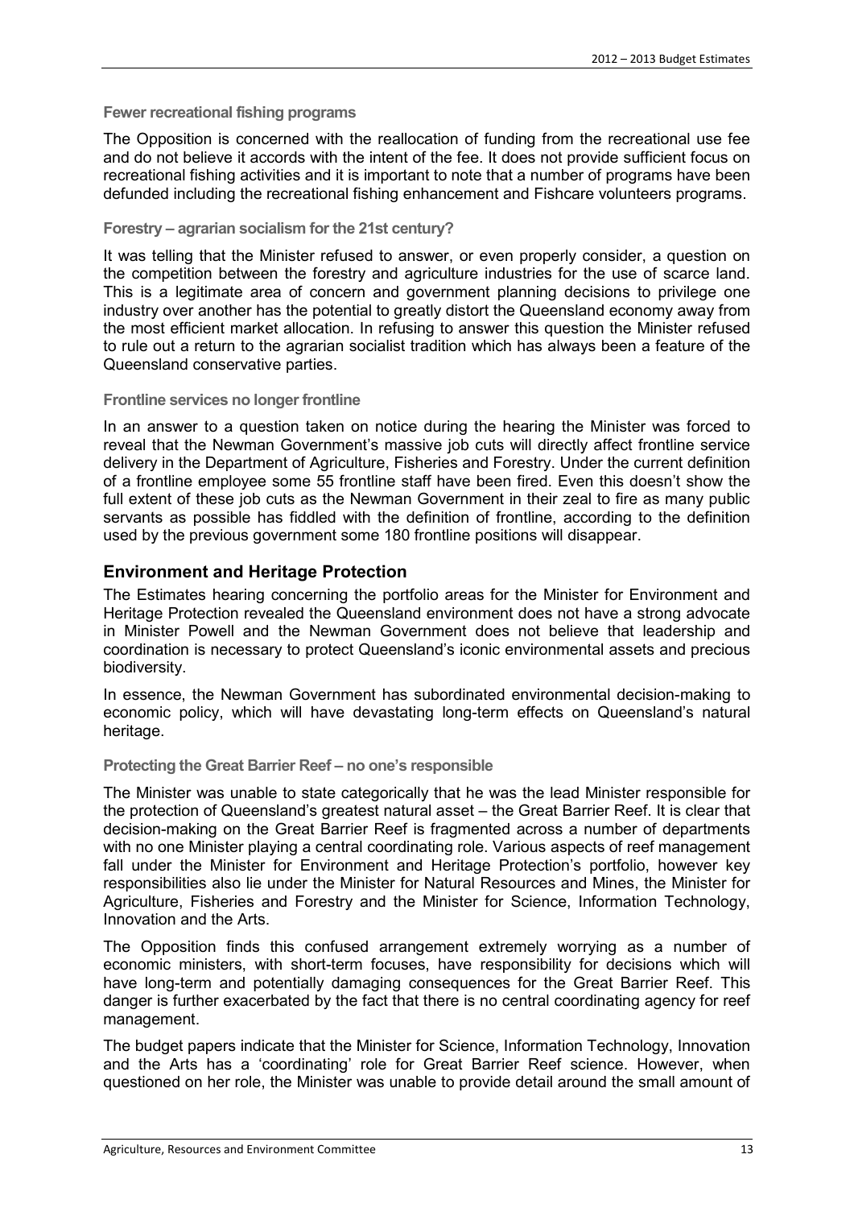#### Fewer recreational fishing programs

The Opposition is concerned with the reallocation of funding from the recreational use fee and do not believe it accords with the intent of the fee. It does not provide sufficient focus on recreational fishing activities and it is important to note that a number of programs have been defunded including the recreational fishing enhancement and Fishcare volunteers programs.

#### Forestry – agrarian socialism for the 21st century?

It was telling that the Minister refused to answer, or even properly consider, a question on the competition between the forestry and agriculture industries for the use of scarce land. This is a legitimate area of concern and government planning decisions to privilege one industry over another has the potential to greatly distort the Queensland economy away from the most efficient market allocation. In refusing to answer this question the Minister refused to rule out a return to the agrarian socialist tradition which has always been a feature of the Queensland conservative parties.

#### Frontline services no longer frontline

In an answer to a question taken on notice during the hearing the Minister was forced to reveal that the Newman Government's massive job cuts will directly affect frontline service delivery in the Department of Agriculture, Fisheries and Forestry. Under the current definition of a frontline employee some 55 frontline staff have been fired. Even this doesn't show the full extent of these job cuts as the Newman Government in their zeal to fire as many public servants as possible has fiddled with the definition of frontline, according to the definition used by the previous government some 180 frontline positions will disappear.

### Environment and Heritage Protection

The Estimates hearing concerning the portfolio areas for the Minister for Environment and Heritage Protection revealed the Queensland environment does not have a strong advocate in Minister Powell and the Newman Government does not believe that leadership and coordination is necessary to protect Queensland's iconic environmental assets and precious biodiversity.

In essence, the Newman Government has subordinated environmental decision-making to economic policy, which will have devastating long-term effects on Queensland's natural heritage.

#### Protecting the Great Barrier Reef – no one's responsible

The Minister was unable to state categorically that he was the lead Minister responsible for the protection of Queensland's greatest natural asset – the Great Barrier Reef. It is clear that decision-making on the Great Barrier Reef is fragmented across a number of departments with no one Minister playing a central coordinating role. Various aspects of reef management fall under the Minister for Environment and Heritage Protection's portfolio, however key responsibilities also lie under the Minister for Natural Resources and Mines, the Minister for Agriculture, Fisheries and Forestry and the Minister for Science, Information Technology, Innovation and the Arts.

The Opposition finds this confused arrangement extremely worrying as a number of economic ministers, with short-term focuses, have responsibility for decisions which will have long-term and potentially damaging consequences for the Great Barrier Reef. This danger is further exacerbated by the fact that there is no central coordinating agency for reef management.

The budget papers indicate that the Minister for Science, Information Technology, Innovation and the Arts has a 'coordinating' role for Great Barrier Reef science. However, when questioned on her role, the Minister was unable to provide detail around the small amount of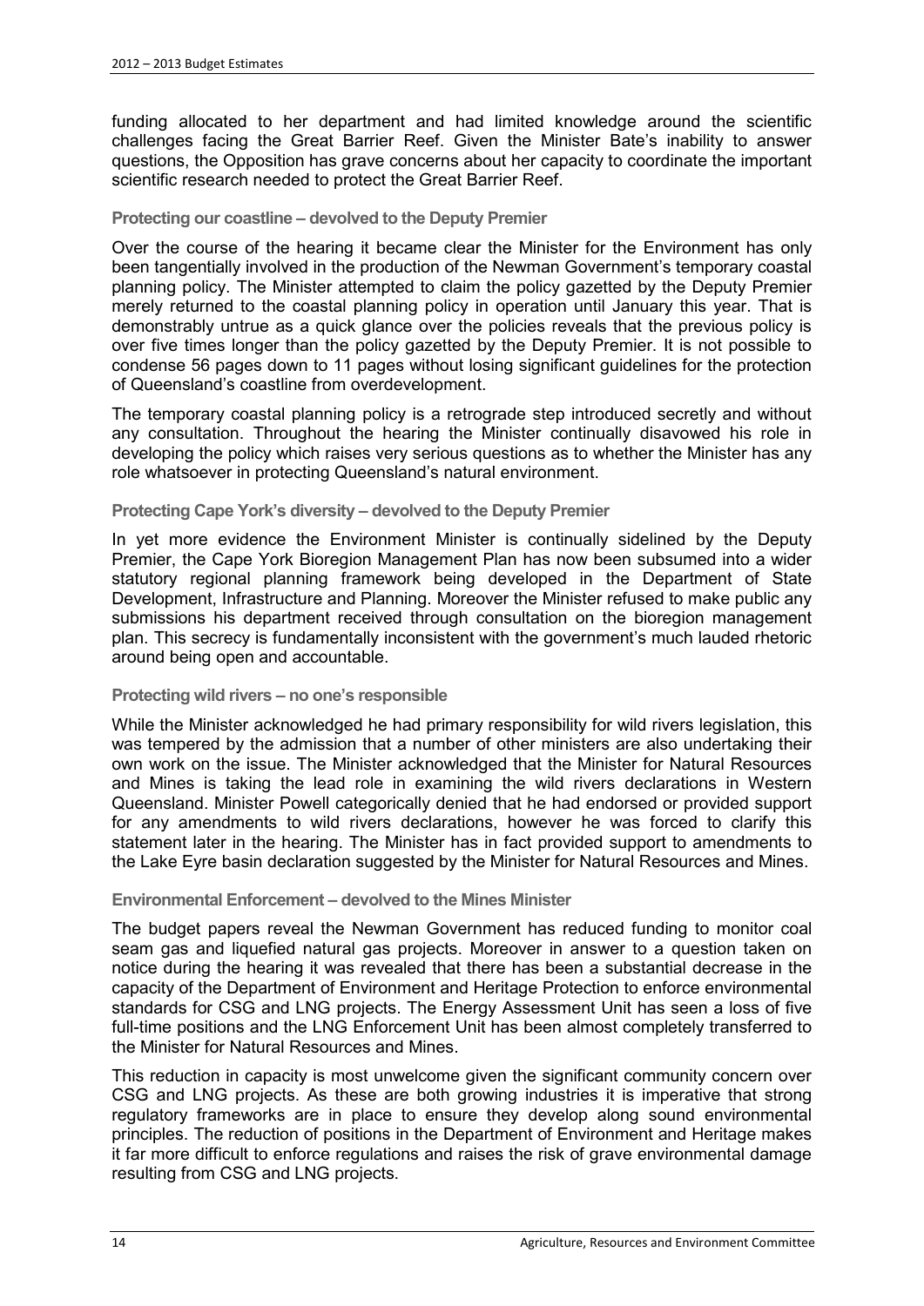funding allocated to her department and had limited knowledge around the scientific challenges facing the Great Barrier Reef. Given the Minister Bate's inability to answer questions, the Opposition has grave concerns about her capacity to coordinate the important scientific research needed to protect the Great Barrier Reef.

### Protecting our coastline – devolved to the Deputy Premier

Over the course of the hearing it became clear the Minister for the Environment has only been tangentially involved in the production of the Newman Government's temporary coastal planning policy. The Minister attempted to claim the policy gazetted by the Deputy Premier merely returned to the coastal planning policy in operation until January this year. That is demonstrably untrue as a quick glance over the policies reveals that the previous policy is over five times longer than the policy gazetted by the Deputy Premier. It is not possible to condense 56 pages down to 11 pages without losing significant guidelines for the protection of Queensland's coastline from overdevelopment.

The temporary coastal planning policy is a retrograde step introduced secretly and without any consultation. Throughout the hearing the Minister continually disavowed his role in developing the policy which raises very serious questions as to whether the Minister has any role whatsoever in protecting Queensland's natural environment.

### Protecting Cape York's diversity – devolved to the Deputy Premier

In yet more evidence the Environment Minister is continually sidelined by the Deputy Premier, the Cape York Bioregion Management Plan has now been subsumed into a wider statutory regional planning framework being developed in the Department of State Development, Infrastructure and Planning. Moreover the Minister refused to make public any submissions his department received through consultation on the bioregion management plan. This secrecy is fundamentally inconsistent with the government's much lauded rhetoric around being open and accountable.

### Protecting wild rivers – no one's responsible

While the Minister acknowledged he had primary responsibility for wild rivers legislation, this was tempered by the admission that a number of other ministers are also undertaking their own work on the issue. The Minister acknowledged that the Minister for Natural Resources and Mines is taking the lead role in examining the wild rivers declarations in Western Queensland. Minister Powell categorically denied that he had endorsed or provided support for any amendments to wild rivers declarations, however he was forced to clarify this statement later in the hearing. The Minister has in fact provided support to amendments to the Lake Eyre basin declaration suggested by the Minister for Natural Resources and Mines.

### Environmental Enforcement – devolved to the Mines Minister

The budget papers reveal the Newman Government has reduced funding to monitor coal seam gas and liquefied natural gas projects. Moreover in answer to a question taken on notice during the hearing it was revealed that there has been a substantial decrease in the capacity of the Department of Environment and Heritage Protection to enforce environmental standards for CSG and LNG projects. The Energy Assessment Unit has seen a loss of five full-time positions and the LNG Enforcement Unit has been almost completely transferred to the Minister for Natural Resources and Mines.

This reduction in capacity is most unwelcome given the significant community concern over CSG and LNG projects. As these are both growing industries it is imperative that strong regulatory frameworks are in place to ensure they develop along sound environmental principles. The reduction of positions in the Department of Environment and Heritage makes it far more difficult to enforce regulations and raises the risk of grave environmental damage resulting from CSG and LNG projects.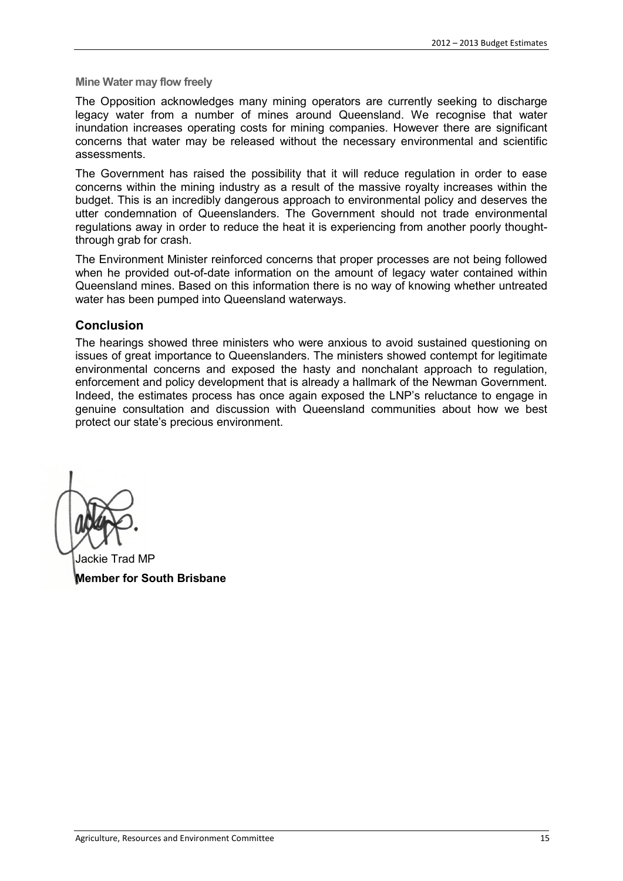### Mine Water may flow freely

The Opposition acknowledges many mining operators are currently seeking to discharge legacy water from a number of mines around Queensland. We recognise that water inundation increases operating costs for mining companies. However there are significant concerns that water may be released without the necessary environmental and scientific assessments.

The Government has raised the possibility that it will reduce regulation in order to ease concerns within the mining industry as a result of the massive royalty increases within the budget. This is an incredibly dangerous approach to environmental policy and deserves the utter condemnation of Queenslanders. The Government should not trade environmental regulations away in order to reduce the heat it is experiencing from another poorly thought-through grab for crash.

The Environment Minister reinforced concerns that proper processes are not being followed when he provided out-of-date information on the amount of legacy water contained within Queensland mines. Based on this information there is no way of knowing whether untreated water has been pumped into Queensland waterways.

## Conclusion

The hearings showed three ministers who were anxious to avoid sustained questioning on issues of great importance to Queenslanders. The ministers showed contempt for legitimate environmental concerns and exposed the hasty and nonchalant approach to regulation, enforcement and policy development that is already a hallmark of the Newman Government. Indeed, the estimates process has once again exposed the LNP's reluctance to engage in genuine consultation and discussion with Queensland communities about how we best protect our state's precious environment.

Jackie Trad MP

**Member for South Brisbane**